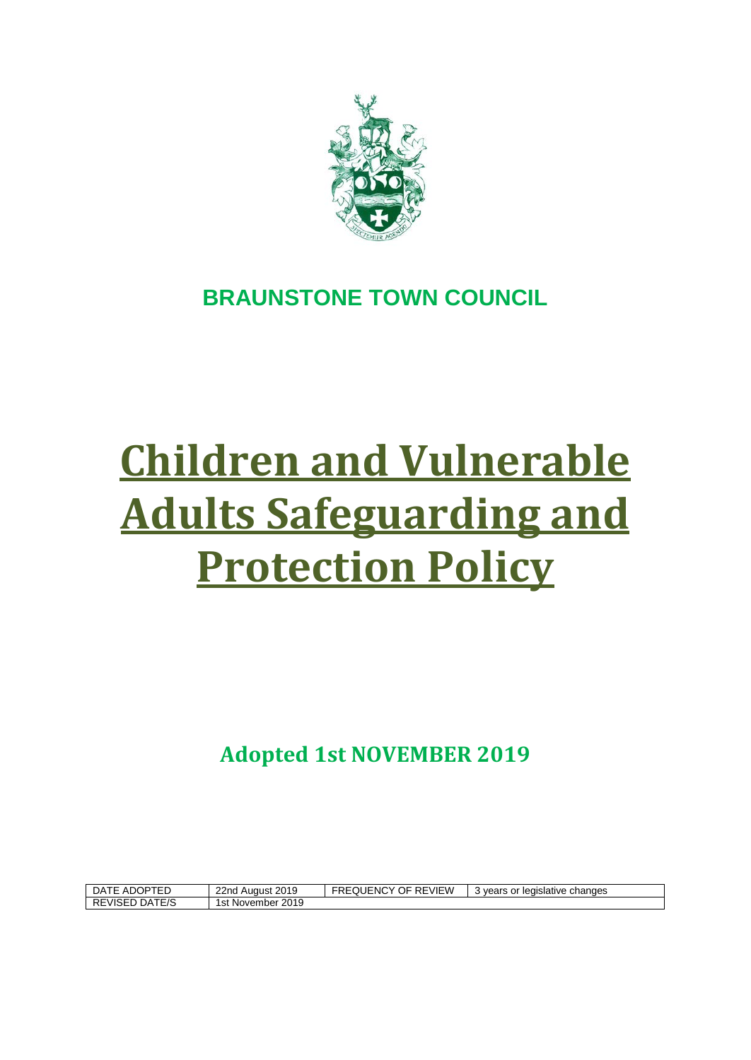**BRAUNSTONE TOWN COUNCIL**

# Children and Vulnerable Adults Safeguarding and Protection Policy

**Adopted 1st NOVEMBER 2019**

| DATE ADOPTED | 22nd August 2019 | FREQUENCY OF REVIEW | 3 years or legislative changes |
| --- | --- | --- | --- |
| REVISED DATE/S | 1st November 2019 | | |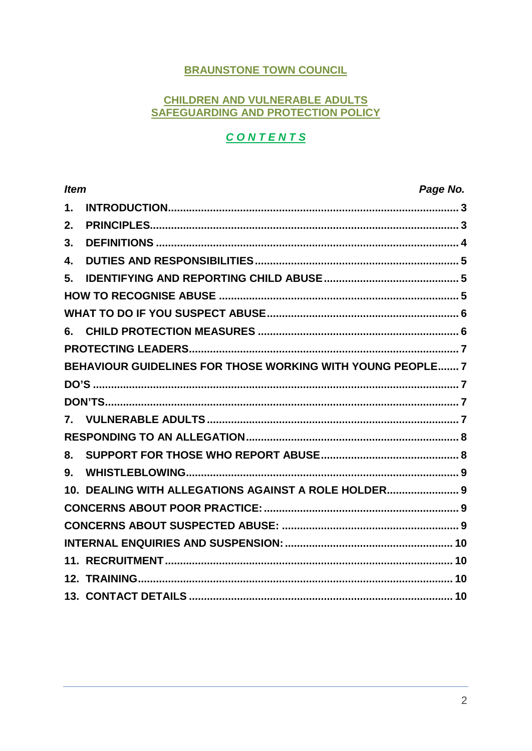# BRAUNSTONE TOWN COUNCIL

## CHILDREN AND VULNERABLE ADULTS SAFEGUARDING AND PROTECTION POLICY

## *CONTENTS*

| *Item* | *Page No.* |
|---|---|
| **1. INTRODUCTION** | **3** |
| **2. PRINCIPLES** | **3** |
| **3. DEFINITIONS** | **4** |
| **4. DUTIES AND RESPONSIBILITIES** | **5** |
| **5. IDENTIFYING AND REPORTING CHILD ABUSE** | **5** |
| **HOW TO RECOGNISE ABUSE** | **5** |
| **WHAT TO DO IF YOU SUSPECT ABUSE** | **6** |
| **6. CHILD PROTECTION MEASURES** | **6** |
| **PROTECTING LEADERS** | **7** |
| **BEHAVIOUR GUIDELINES FOR THOSE WORKING WITH YOUNG PEOPLE** | **7** |
| **DO'S** | **7** |
| **DON'TS** | **7** |
| **7. VULNERABLE ADULTS** | **7** |
| **RESPONDING TO AN ALLEGATION** | **8** |
| **8. SUPPORT FOR THOSE WHO REPORT ABUSE** | **8** |
| **9. WHISTLEBLOWING** | **9** |
| **10. DEALING WITH ALLEGATIONS AGAINST A ROLE HOLDER** | **9** |
| **CONCERNS ABOUT POOR PRACTICE:** | **9** |
| **CONCERNS ABOUT SUSPECTED ABUSE:** | **9** |
| **INTERNAL ENQUIRIES AND SUSPENSION:** | **10** |
| **11. RECRUITMENT** | **10** |
| **12. TRAINING** | **10** |
| **13. CONTACT DETAILS** | **10** |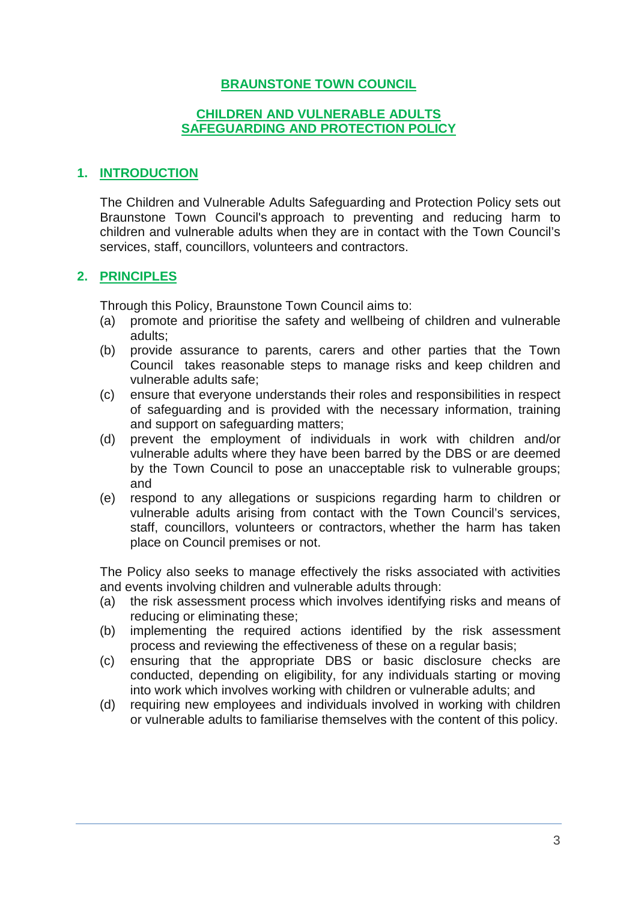# BRAUNSTONE TOWN COUNCIL

## CHILDREN AND VULNERABLE ADULTS SAFEGUARDING AND PROTECTION POLICY

## 1. INTRODUCTION

The Children and Vulnerable Adults Safeguarding and Protection Policy sets out Braunstone Town Council's approach to preventing and reducing harm to children and vulnerable adults when they are in contact with the Town Council's services, staff, councillors, volunteers and contractors.

## 2. PRINCIPLES

Through this Policy, Braunstone Town Council aims to:

(a) promote and prioritise the safety and wellbeing of children and vulnerable adults;

(b) provide assurance to parents, carers and other parties that the Town Council takes reasonable steps to manage risks and keep children and vulnerable adults safe;

(c) ensure that everyone understands their roles and responsibilities in respect of safeguarding and is provided with the necessary information, training and support on safeguarding matters;

(d) prevent the employment of individuals in work with children and/or vulnerable adults where they have been barred by the DBS or are deemed by the Town Council to pose an unacceptable risk to vulnerable groups; and

(e) respond to any allegations or suspicions regarding harm to children or vulnerable adults arising from contact with the Town Council's services, staff, councillors, volunteers or contractors, whether the harm has taken place on Council premises or not.

The Policy also seeks to manage effectively the risks associated with activities and events involving children and vulnerable adults through:

(a) the risk assessment process which involves identifying risks and means of reducing or eliminating these;

(b) implementing the required actions identified by the risk assessment process and reviewing the effectiveness of these on a regular basis;

(c) ensuring that the appropriate DBS or basic disclosure checks are conducted, depending on eligibility, for any individuals starting or moving into work which involves working with children or vulnerable adults; and

(d) requiring new employees and individuals involved in working with children or vulnerable adults to familiarise themselves with the content of this policy.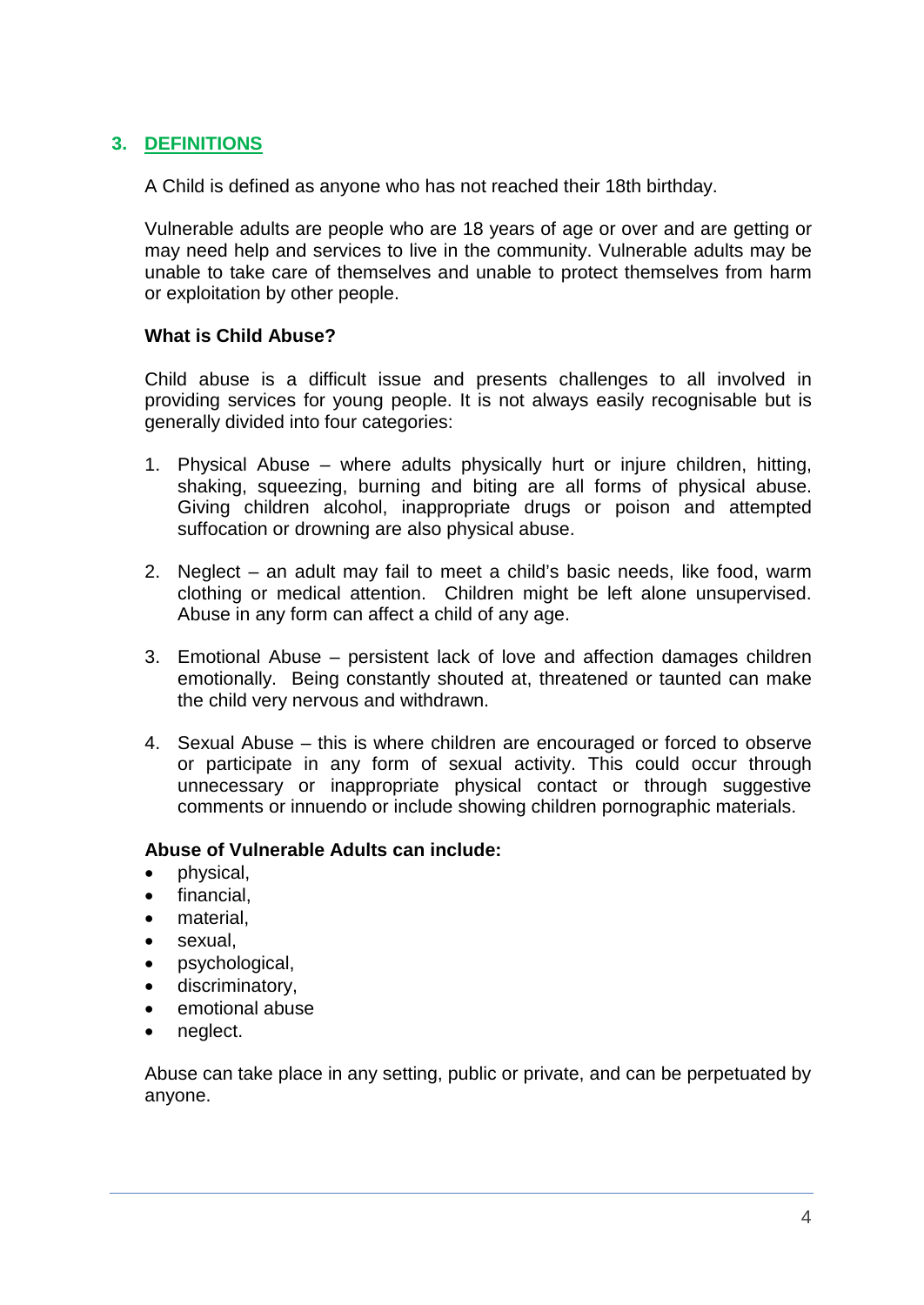## 3. DEFINITIONS

A Child is defined as anyone who has not reached their 18th birthday.

Vulnerable adults are people who are 18 years of age or over and are getting or may need help and services to live in the community. Vulnerable adults may be unable to take care of themselves and unable to protect themselves from harm or exploitation by other people.

**What is Child Abuse?**

Child abuse is a difficult issue and presents challenges to all involved in providing services for young people. It is not always easily recognisable but is generally divided into four categories:

1. Physical Abuse – where adults physically hurt or injure children, hitting, shaking, squeezing, burning and biting are all forms of physical abuse. Giving children alcohol, inappropriate drugs or poison and attempted suffocation or drowning are also physical abuse.

2. Neglect – an adult may fail to meet a child's basic needs, like food, warm clothing or medical attention. Children might be left alone unsupervised. Abuse in any form can affect a child of any age.

3. Emotional Abuse – persistent lack of love and affection damages children emotionally. Being constantly shouted at, threatened or taunted can make the child very nervous and withdrawn.

4. Sexual Abuse – this is where children are encouraged or forced to observe or participate in any form of sexual activity. This could occur through unnecessary or inappropriate physical contact or through suggestive comments or innuendo or include showing children pornographic materials.

**Abuse of Vulnerable Adults can include:**

- physical,
- financial,
- material,
- sexual,
- psychological,
- discriminatory,
- emotional abuse
- neglect.

Abuse can take place in any setting, public or private, and can be perpetuated by anyone.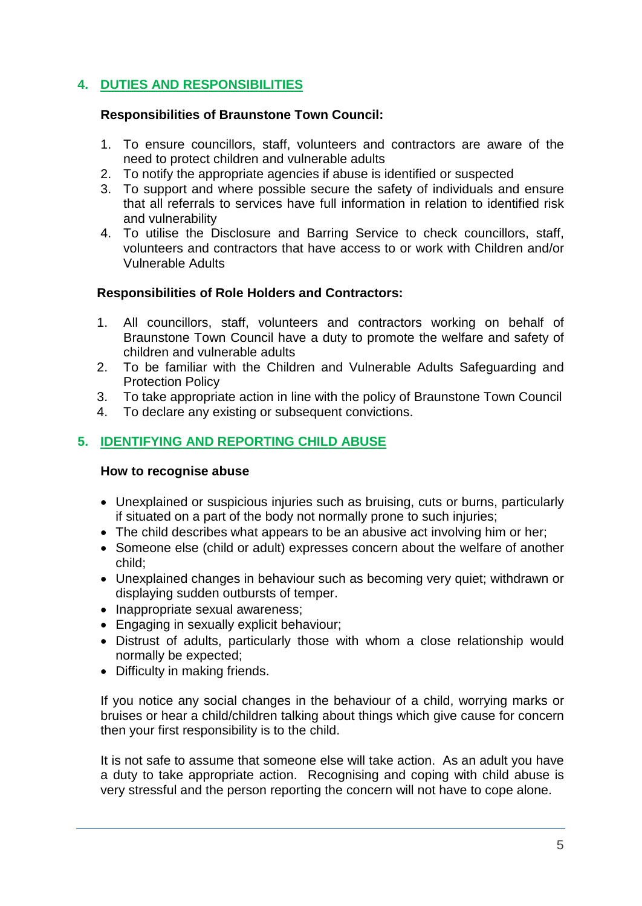## 4. DUTIES AND RESPONSIBILITIES

**Responsibilities of Braunstone Town Council:**

1. To ensure councillors, staff, volunteers and contractors are aware of the need to protect children and vulnerable adults
2. To notify the appropriate agencies if abuse is identified or suspected
3. To support and where possible secure the safety of individuals and ensure that all referrals to services have full information in relation to identified risk and vulnerability
4. To utilise the Disclosure and Barring Service to check councillors, staff, volunteers and contractors that have access to or work with Children and/or Vulnerable Adults

**Responsibilities of Role Holders and Contractors:**

1. All councillors, staff, volunteers and contractors working on behalf of Braunstone Town Council have a duty to promote the welfare and safety of children and vulnerable adults
2. To be familiar with the Children and Vulnerable Adults Safeguarding and Protection Policy
3. To take appropriate action in line with the policy of Braunstone Town Council
4. To declare any existing or subsequent convictions.

## 5. IDENTIFYING AND REPORTING CHILD ABUSE

**How to recognise abuse**

- Unexplained or suspicious injuries such as bruising, cuts or burns, particularly if situated on a part of the body not normally prone to such injuries;
- The child describes what appears to be an abusive act involving him or her;
- Someone else (child or adult) expresses concern about the welfare of another child;
- Unexplained changes in behaviour such as becoming very quiet; withdrawn or displaying sudden outbursts of temper.
- Inappropriate sexual awareness;
- Engaging in sexually explicit behaviour;
- Distrust of adults, particularly those with whom a close relationship would normally be expected;
- Difficulty in making friends.

If you notice any social changes in the behaviour of a child, worrying marks or bruises or hear a child/children talking about things which give cause for concern then your first responsibility is to the child.

It is not safe to assume that someone else will take action. As an adult you have a duty to take appropriate action. Recognising and coping with child abuse is very stressful and the person reporting the concern will not have to cope alone.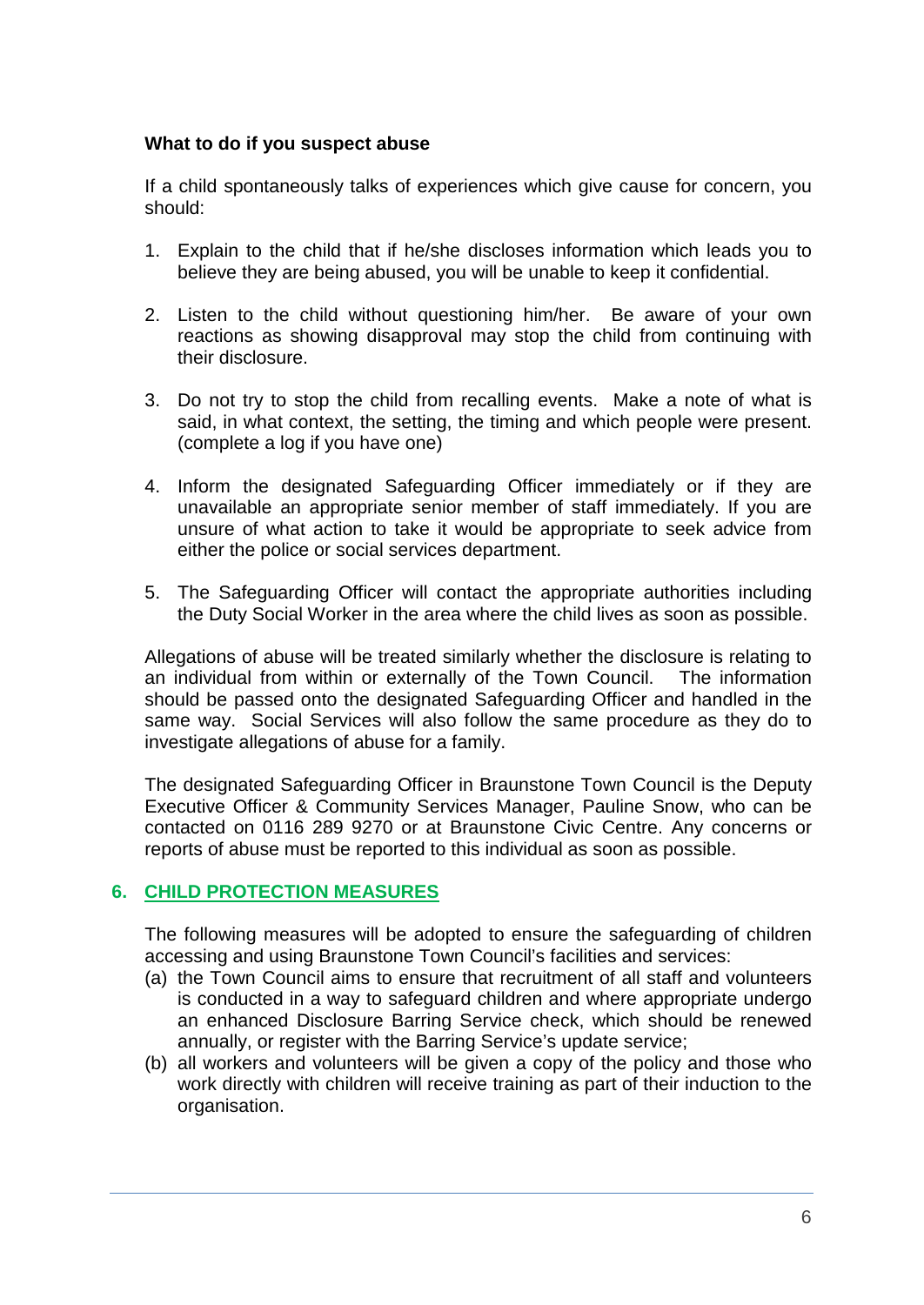**What to do if you suspect abuse**

If a child spontaneously talks of experiences which give cause for concern, you should:

1. Explain to the child that if he/she discloses information which leads you to believe they are being abused, you will be unable to keep it confidential.
2. Listen to the child without questioning him/her. Be aware of your own reactions as showing disapproval may stop the child from continuing with their disclosure.
3. Do not try to stop the child from recalling events. Make a note of what is said, in what context, the setting, the timing and which people were present. (complete a log if you have one)
4. Inform the designated Safeguarding Officer immediately or if they are unavailable an appropriate senior member of staff immediately. If you are unsure of what action to take it would be appropriate to seek advice from either the police or social services department.
5. The Safeguarding Officer will contact the appropriate authorities including the Duty Social Worker in the area where the child lives as soon as possible.

Allegations of abuse will be treated similarly whether the disclosure is relating to an individual from within or externally of the Town Council. The information should be passed onto the designated Safeguarding Officer and handled in the same way. Social Services will also follow the same procedure as they do to investigate allegations of abuse for a family.

The designated Safeguarding Officer in Braunstone Town Council is the Deputy Executive Officer & Community Services Manager, Pauline Snow, who can be contacted on 0116 289 9270 or at Braunstone Civic Centre. Any concerns or reports of abuse must be reported to this individual as soon as possible.

## 6. CHILD PROTECTION MEASURES

The following measures will be adopted to ensure the safeguarding of children accessing and using Braunstone Town Council's facilities and services:

(a) the Town Council aims to ensure that recruitment of all staff and volunteers is conducted in a way to safeguard children and where appropriate undergo an enhanced Disclosure Barring Service check, which should be renewed annually, or register with the Barring Service's update service;

(b) all workers and volunteers will be given a copy of the policy and those who work directly with children will receive training as part of their induction to the organisation.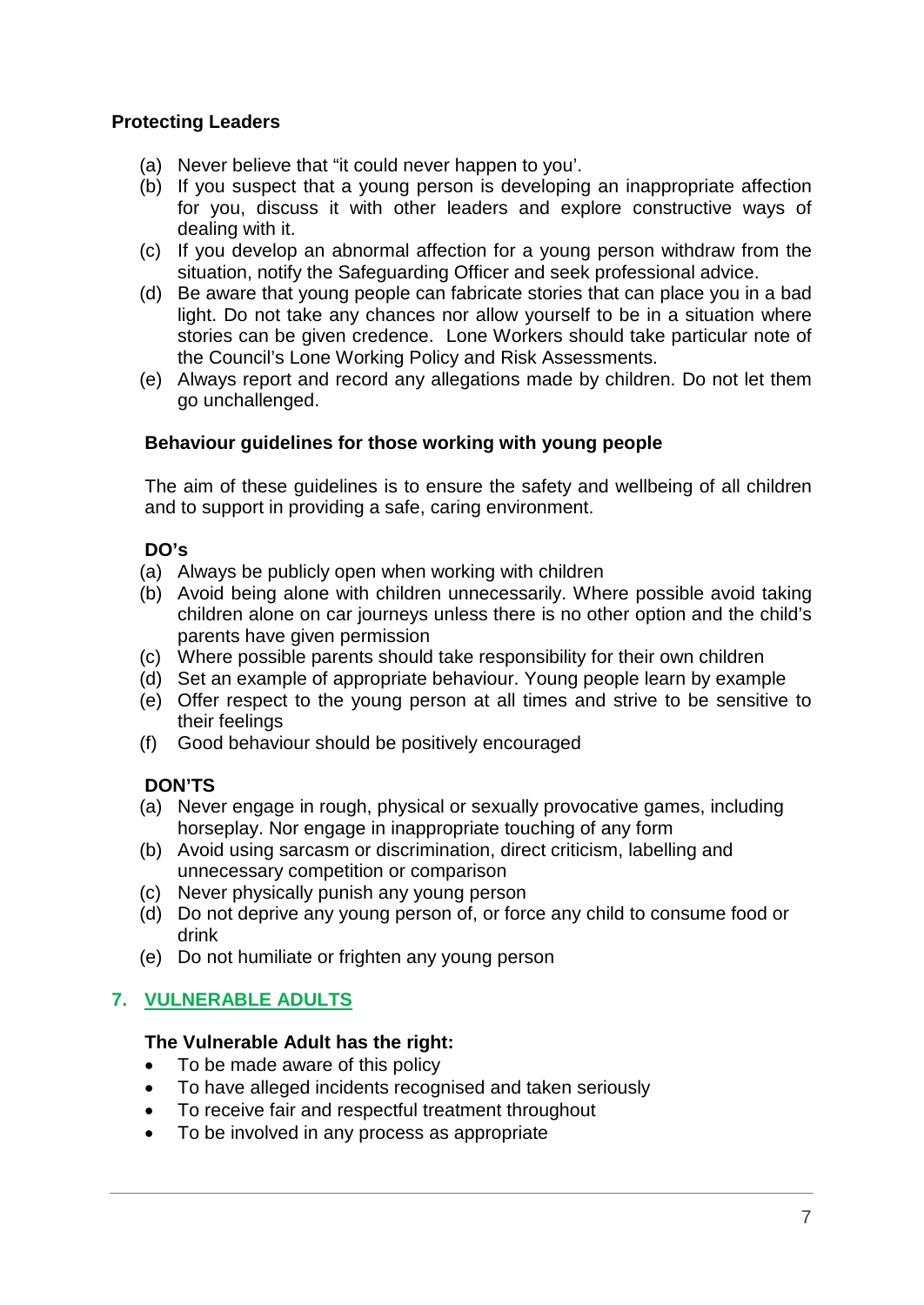**Protecting Leaders**

(a) Never believe that "it could never happen to you'.
(b) If you suspect that a young person is developing an inappropriate affection for you, discuss it with other leaders and explore constructive ways of dealing with it.
(c) If you develop an abnormal affection for a young person withdraw from the situation, notify the Safeguarding Officer and seek professional advice.
(d) Be aware that young people can fabricate stories that can place you in a bad light. Do not take any chances nor allow yourself to be in a situation where stories can be given credence. Lone Workers should take particular note of the Council's Lone Working Policy and Risk Assessments.
(e) Always report and record any allegations made by children. Do not let them go unchallenged.

**Behaviour guidelines for those working with young people**

The aim of these guidelines is to ensure the safety and wellbeing of all children and to support in providing a safe, caring environment.

**DO's**

(a) Always be publicly open when working with children
(b) Avoid being alone with children unnecessarily. Where possible avoid taking children alone on car journeys unless there is no other option and the child's parents have given permission
(c) Where possible parents should take responsibility for their own children
(d) Set an example of appropriate behaviour. Young people learn by example
(e) Offer respect to the young person at all times and strive to be sensitive to their feelings
(f) Good behaviour should be positively encouraged

**DON'TS**

(a) Never engage in rough, physical or sexually provocative games, including horseplay. Nor engage in inappropriate touching of any form
(b) Avoid using sarcasm or discrimination, direct criticism, labelling and unnecessary competition or comparison
(c) Never physically punish any young person
(d) Do not deprive any young person of, or force any child to consume food or drink
(e) Do not humiliate or frighten any young person

## 7. VULNERABLE ADULTS

**The Vulnerable Adult has the right:**

- To be made aware of this policy
- To have alleged incidents recognised and taken seriously
- To receive fair and respectful treatment throughout
- To be involved in any process as appropriate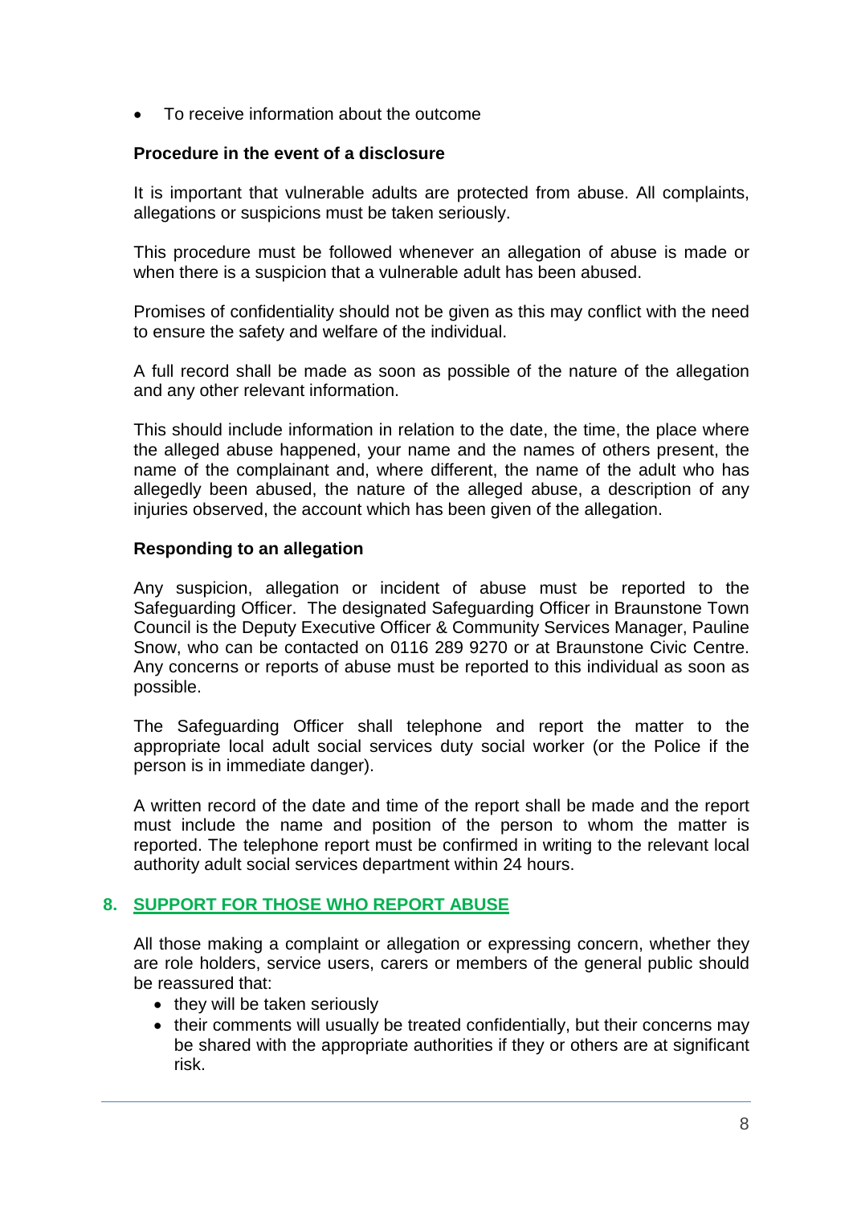- To receive information about the outcome

**Procedure in the event of a disclosure**

It is important that vulnerable adults are protected from abuse. All complaints, allegations or suspicions must be taken seriously.

This procedure must be followed whenever an allegation of abuse is made or when there is a suspicion that a vulnerable adult has been abused.

Promises of confidentiality should not be given as this may conflict with the need to ensure the safety and welfare of the individual.

A full record shall be made as soon as possible of the nature of the allegation and any other relevant information.

This should include information in relation to the date, the time, the place where the alleged abuse happened, your name and the names of others present, the name of the complainant and, where different, the name of the adult who has allegedly been abused, the nature of the alleged abuse, a description of any injuries observed, the account which has been given of the allegation.

**Responding to an allegation**

Any suspicion, allegation or incident of abuse must be reported to the Safeguarding Officer. The designated Safeguarding Officer in Braunstone Town Council is the Deputy Executive Officer & Community Services Manager, Pauline Snow, who can be contacted on 0116 289 9270 or at Braunstone Civic Centre. Any concerns or reports of abuse must be reported to this individual as soon as possible.

The Safeguarding Officer shall telephone and report the matter to the appropriate local adult social services duty social worker (or the Police if the person is in immediate danger).

A written record of the date and time of the report shall be made and the report must include the name and position of the person to whom the matter is reported. The telephone report must be confirmed in writing to the relevant local authority adult social services department within 24 hours.

## 8. SUPPORT FOR THOSE WHO REPORT ABUSE

All those making a complaint or allegation or expressing concern, whether they are role holders, service users, carers or members of the general public should be reassured that:

- they will be taken seriously
- their comments will usually be treated confidentially, but their concerns may be shared with the appropriate authorities if they or others are at significant risk.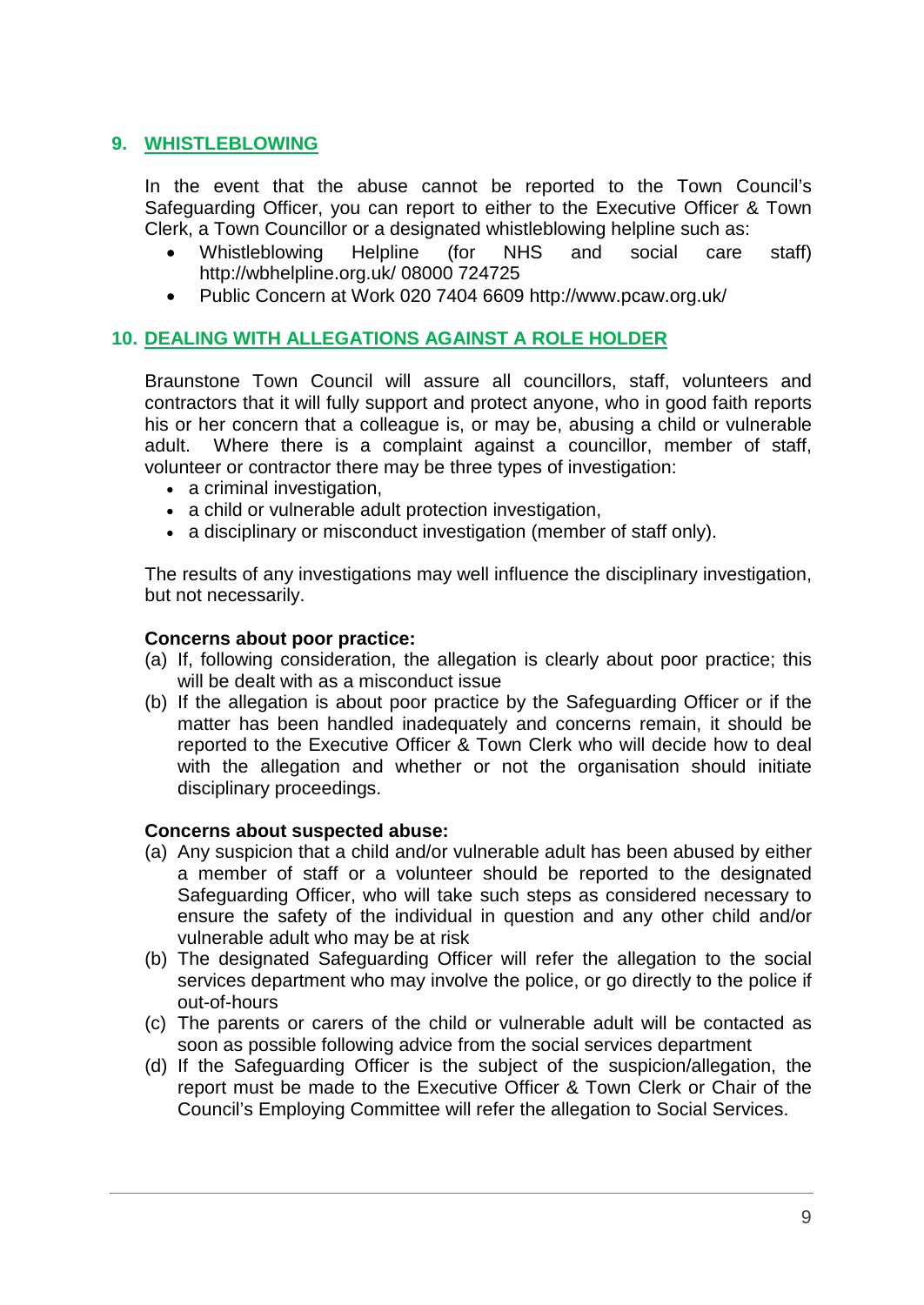## 9. WHISTLEBLOWING

In the event that the abuse cannot be reported to the Town Council's Safeguarding Officer, you can report to either to the Executive Officer & Town Clerk, a Town Councillor or a designated whistleblowing helpline such as:

- Whistleblowing Helpline (for NHS and social care staff) http://wbhelpline.org.uk/ 08000 724725
- Public Concern at Work 020 7404 6609 http://www.pcaw.org.uk/

## 10. DEALING WITH ALLEGATIONS AGAINST A ROLE HOLDER

Braunstone Town Council will assure all councillors, staff, volunteers and contractors that it will fully support and protect anyone, who in good faith reports his or her concern that a colleague is, or may be, abusing a child or vulnerable adult. Where there is a complaint against a councillor, member of staff, volunteer or contractor there may be three types of investigation:

- a criminal investigation,
- a child or vulnerable adult protection investigation,
- a disciplinary or misconduct investigation (member of staff only).

The results of any investigations may well influence the disciplinary investigation, but not necessarily.

**Concerns about poor practice:**

(a) If, following consideration, the allegation is clearly about poor practice; this will be dealt with as a misconduct issue

(b) If the allegation is about poor practice by the Safeguarding Officer or if the matter has been handled inadequately and concerns remain, it should be reported to the Executive Officer & Town Clerk who will decide how to deal with the allegation and whether or not the organisation should initiate disciplinary proceedings.

**Concerns about suspected abuse:**

(a) Any suspicion that a child and/or vulnerable adult has been abused by either a member of staff or a volunteer should be reported to the designated Safeguarding Officer, who will take such steps as considered necessary to ensure the safety of the individual in question and any other child and/or vulnerable adult who may be at risk

(b) The designated Safeguarding Officer will refer the allegation to the social services department who may involve the police, or go directly to the police if out-of-hours

(c) The parents or carers of the child or vulnerable adult will be contacted as soon as possible following advice from the social services department

(d) If the Safeguarding Officer is the subject of the suspicion/allegation, the report must be made to the Executive Officer & Town Clerk or Chair of the Council's Employing Committee will refer the allegation to Social Services.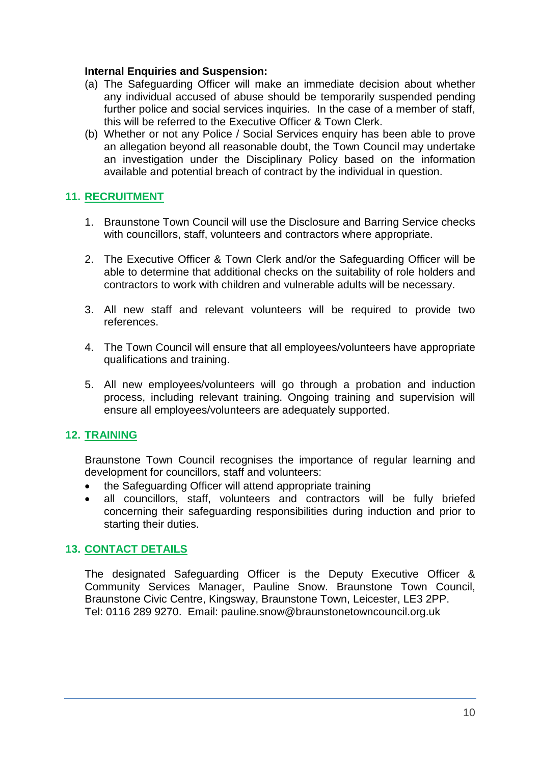**Internal Enquiries and Suspension:**

(a) The Safeguarding Officer will make an immediate decision about whether any individual accused of abuse should be temporarily suspended pending further police and social services inquiries. In the case of a member of staff, this will be referred to the Executive Officer & Town Clerk.

(b) Whether or not any Police / Social Services enquiry has been able to prove an allegation beyond all reasonable doubt, the Town Council may undertake an investigation under the Disciplinary Policy based on the information available and potential breach of contract by the individual in question.

## 11. RECRUITMENT

1. Braunstone Town Council will use the Disclosure and Barring Service checks with councillors, staff, volunteers and contractors where appropriate.

2. The Executive Officer & Town Clerk and/or the Safeguarding Officer will be able to determine that additional checks on the suitability of role holders and contractors to work with children and vulnerable adults will be necessary.

3. All new staff and relevant volunteers will be required to provide two references.

4. The Town Council will ensure that all employees/volunteers have appropriate qualifications and training.

5. All new employees/volunteers will go through a probation and induction process, including relevant training. Ongoing training and supervision will ensure all employees/volunteers are adequately supported.

## 12. TRAINING

Braunstone Town Council recognises the importance of regular learning and development for councillors, staff and volunteers:

- the Safeguarding Officer will attend appropriate training
- all councillors, staff, volunteers and contractors will be fully briefed concerning their safeguarding responsibilities during induction and prior to starting their duties.

## 13. CONTACT DETAILS

The designated Safeguarding Officer is the Deputy Executive Officer & Community Services Manager, Pauline Snow. Braunstone Town Council, Braunstone Civic Centre, Kingsway, Braunstone Town, Leicester, LE3 2PP.
Tel: 0116 289 9270. Email: pauline.snow@braunstonetowncouncil.org.uk